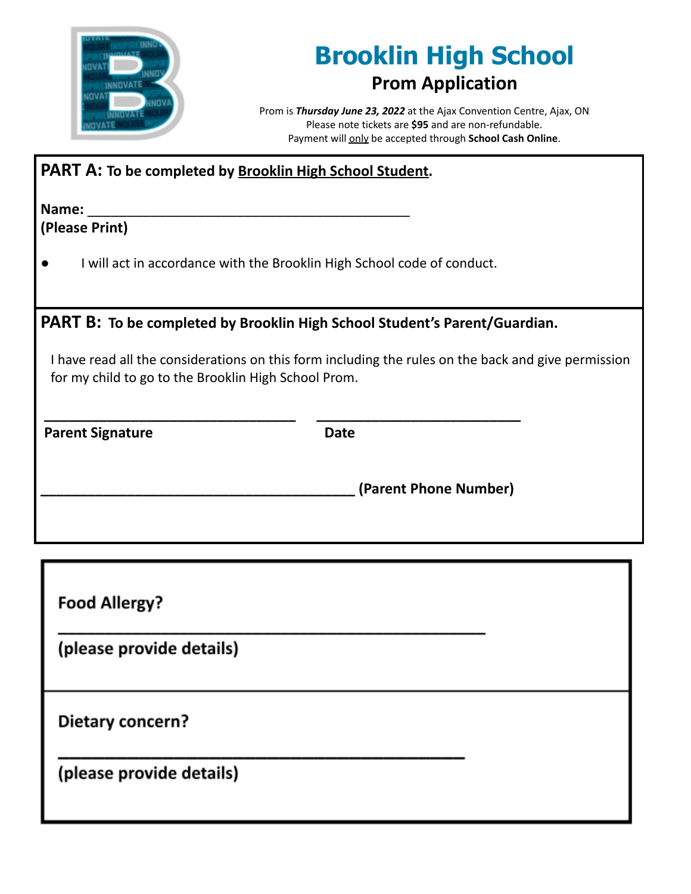# Brooklin High School

## Prom Application

Prom is ***Thursday June 23, 2022*** at the Ajax Convention Centre, Ajax, ON
Please note tickets are **$95** and are non-refundable.
Payment will only be accepted through **School Cash Online**.

**PART A: To be completed by Brooklin High School Student.**

**Name:** ___________________________________________
**(Please Print)**

- I will act in accordance with the Brooklin High School code of conduct.

**PART B: To be completed by Brooklin High School Student's Parent/Guardian.**

I have read all the considerations on this form including the rules on the back and give permission for my child to go to the Brooklin High School Prom.

_________________________________ ___________________________
**Parent Signature** **Date**

_________________________________________ **(Parent Phone Number)**

**Food Allergy?**

_________________________________________________
**(please provide details)**

**Dietary concern?**

_________________________________________________
**(please provide details)**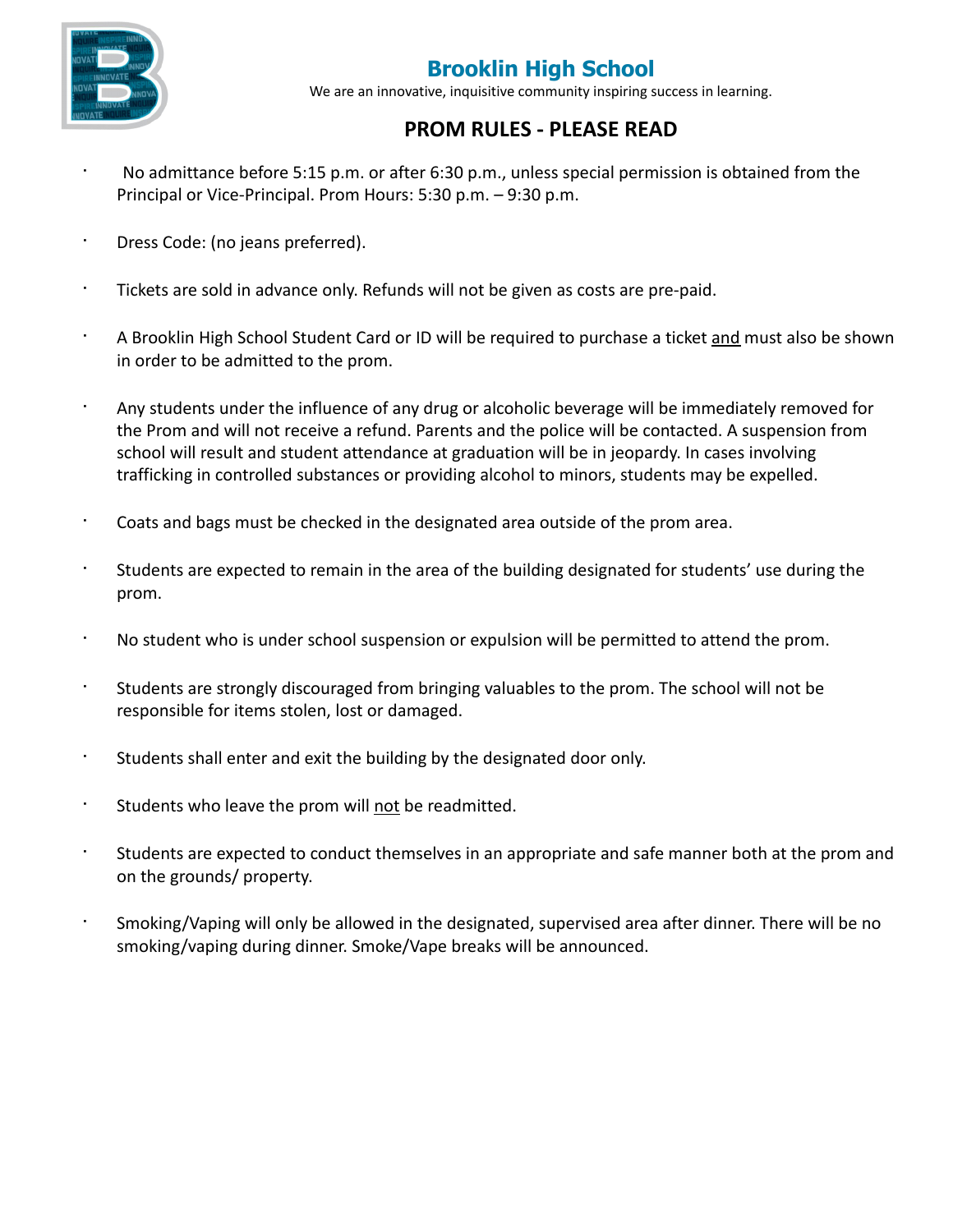# Brooklin High School

We are an innovative, inquisitive community inspiring success in learning.

## PROM RULES - PLEASE READ

- No admittance before 5:15 p.m. or after 6:30 p.m., unless special permission is obtained from the Principal or Vice-Principal. Prom Hours: 5:30 p.m. – 9:30 p.m.
- Dress Code: (no jeans preferred).
- Tickets are sold in advance only. Refunds will not be given as costs are pre-paid.
- A Brooklin High School Student Card or ID will be required to purchase a ticket <u>and</u> must also be shown in order to be admitted to the prom.
- Any students under the influence of any drug or alcoholic beverage will be immediately removed for the Prom and will not receive a refund. Parents and the police will be contacted. A suspension from school will result and student attendance at graduation will be in jeopardy. In cases involving trafficking in controlled substances or providing alcohol to minors, students may be expelled.
- Coats and bags must be checked in the designated area outside of the prom area.
- Students are expected to remain in the area of the building designated for students' use during the prom.
- No student who is under school suspension or expulsion will be permitted to attend the prom.
- Students are strongly discouraged from bringing valuables to the prom. The school will not be responsible for items stolen, lost or damaged.
- Students shall enter and exit the building by the designated door only.
- Students who leave the prom will <u>not</u> be readmitted.
- Students are expected to conduct themselves in an appropriate and safe manner both at the prom and on the grounds/ property.
- Smoking/Vaping will only be allowed in the designated, supervised area after dinner. There will be no smoking/vaping during dinner. Smoke/Vape breaks will be announced.